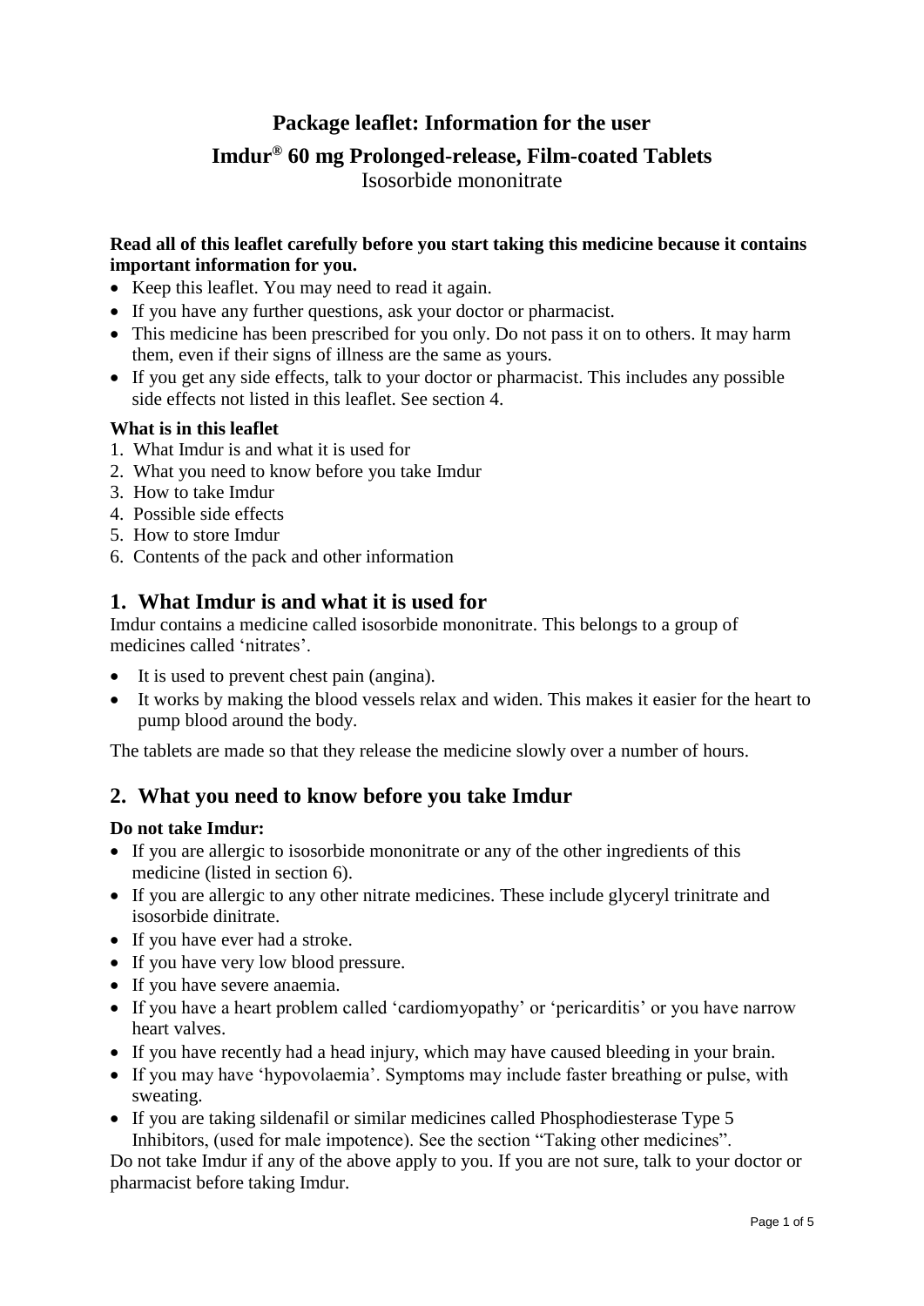# Package leaflet: Information for the user

# Imdur® 60 mg Prolonged-release, Film-coated Tablets

Isosorbide mononitrate

**Read all of this leaflet carefully before you start taking this medicine because it contains important information for you.**

- Keep this leaflet. You may need to read it again.
- If you have any further questions, ask your doctor or pharmacist.
- This medicine has been prescribed for you only. Do not pass it on to others. It may harm them, even if their signs of illness are the same as yours.
- If you get any side effects, talk to your doctor or pharmacist. This includes any possible side effects not listed in this leaflet. See section 4.

**What is in this leaflet**

1. What Imdur is and what it is used for
2. What you need to know before you take Imdur
3. How to take Imdur
4. Possible side effects
5. How to store Imdur
6. Contents of the pack and other information

## 1. What Imdur is and what it is used for

Imdur contains a medicine called isosorbide mononitrate. This belongs to a group of medicines called 'nitrates'.

- It is used to prevent chest pain (angina).
- It works by making the blood vessels relax and widen. This makes it easier for the heart to pump blood around the body.

The tablets are made so that they release the medicine slowly over a number of hours.

## 2. What you need to know before you take Imdur

**Do not take Imdur:**

- If you are allergic to isosorbide mononitrate or any of the other ingredients of this medicine (listed in section 6).
- If you are allergic to any other nitrate medicines. These include glyceryl trinitrate and isosorbide dinitrate.
- If you have ever had a stroke.
- If you have very low blood pressure.
- If you have severe anaemia.
- If you have a heart problem called 'cardiomyopathy' or 'pericarditis' or you have narrow heart valves.
- If you have recently had a head injury, which may have caused bleeding in your brain.
- If you may have 'hypovolaemia'. Symptoms may include faster breathing or pulse, with sweating.
- If you are taking sildenafil or similar medicines called Phosphodiesterase Type 5 Inhibitors, (used for male impotence). See the section "Taking other medicines".

Do not take Imdur if any of the above apply to you. If you are not sure, talk to your doctor or pharmacist before taking Imdur.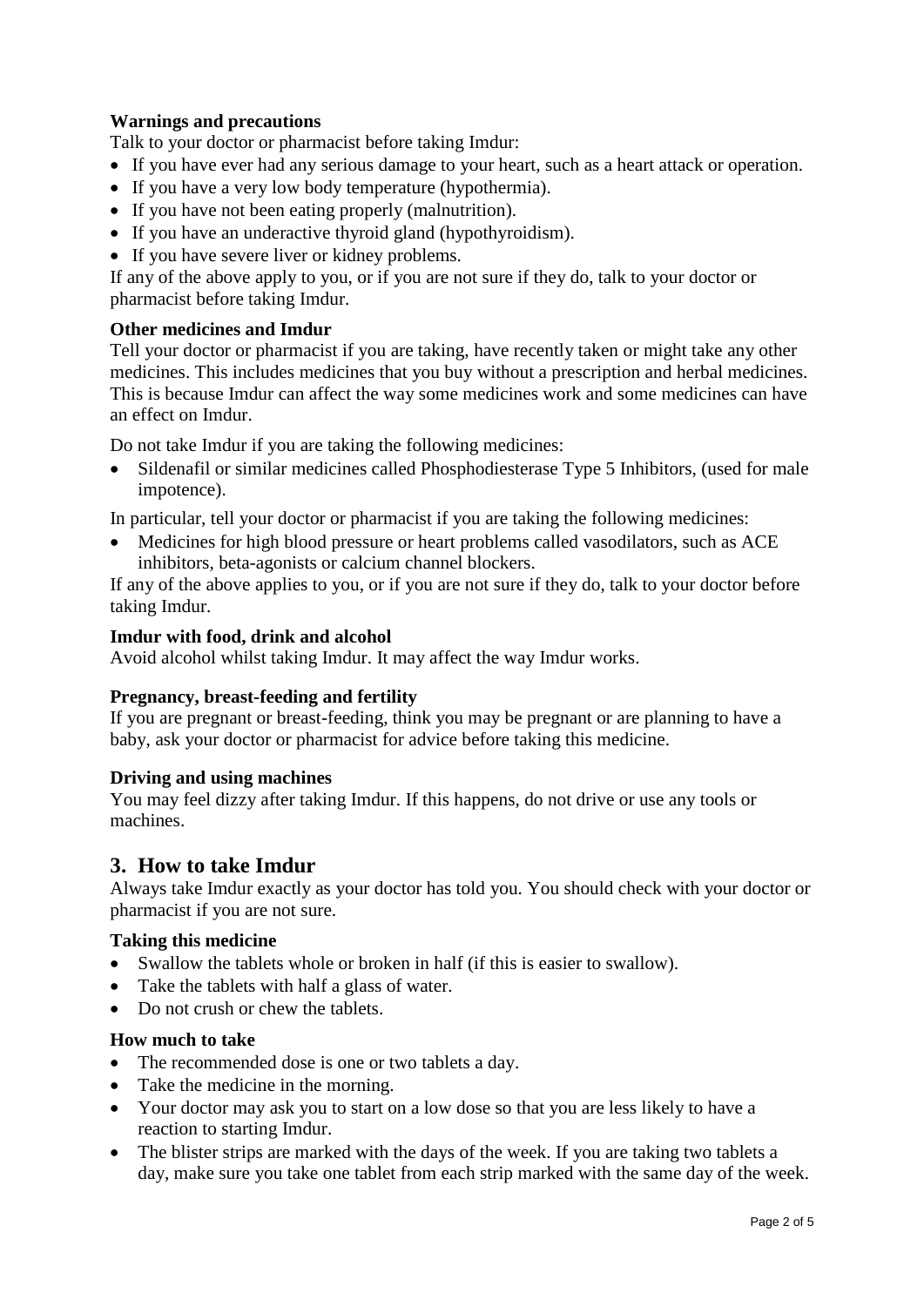**Warnings and precautions**

Talk to your doctor or pharmacist before taking Imdur:

- If you have ever had any serious damage to your heart, such as a heart attack or operation.
- If you have a very low body temperature (hypothermia).
- If you have not been eating properly (malnutrition).
- If you have an underactive thyroid gland (hypothyroidism).
- If you have severe liver or kidney problems.

If any of the above apply to you, or if you are not sure if they do, talk to your doctor or pharmacist before taking Imdur.

**Other medicines and Imdur**

Tell your doctor or pharmacist if you are taking, have recently taken or might take any other medicines. This includes medicines that you buy without a prescription and herbal medicines. This is because Imdur can affect the way some medicines work and some medicines can have an effect on Imdur.

Do not take Imdur if you are taking the following medicines:

- Sildenafil or similar medicines called Phosphodiesterase Type 5 Inhibitors, (used for male impotence).

In particular, tell your doctor or pharmacist if you are taking the following medicines:

- Medicines for high blood pressure or heart problems called vasodilators, such as ACE inhibitors, beta-agonists or calcium channel blockers.

If any of the above applies to you, or if you are not sure if they do, talk to your doctor before taking Imdur.

**Imdur with food, drink and alcohol**

Avoid alcohol whilst taking Imdur. It may affect the way Imdur works.

**Pregnancy, breast-feeding and fertility**

If you are pregnant or breast-feeding, think you may be pregnant or are planning to have a baby, ask your doctor or pharmacist for advice before taking this medicine.

**Driving and using machines**

You may feel dizzy after taking Imdur. If this happens, do not drive or use any tools or machines.

## 3. How to take Imdur

Always take Imdur exactly as your doctor has told you. You should check with your doctor or pharmacist if you are not sure.

**Taking this medicine**

- Swallow the tablets whole or broken in half (if this is easier to swallow).
- Take the tablets with half a glass of water.
- Do not crush or chew the tablets.

**How much to take**

- The recommended dose is one or two tablets a day.
- Take the medicine in the morning.
- Your doctor may ask you to start on a low dose so that you are less likely to have a reaction to starting Imdur.
- The blister strips are marked with the days of the week. If you are taking two tablets a day, make sure you take one tablet from each strip marked with the same day of the week.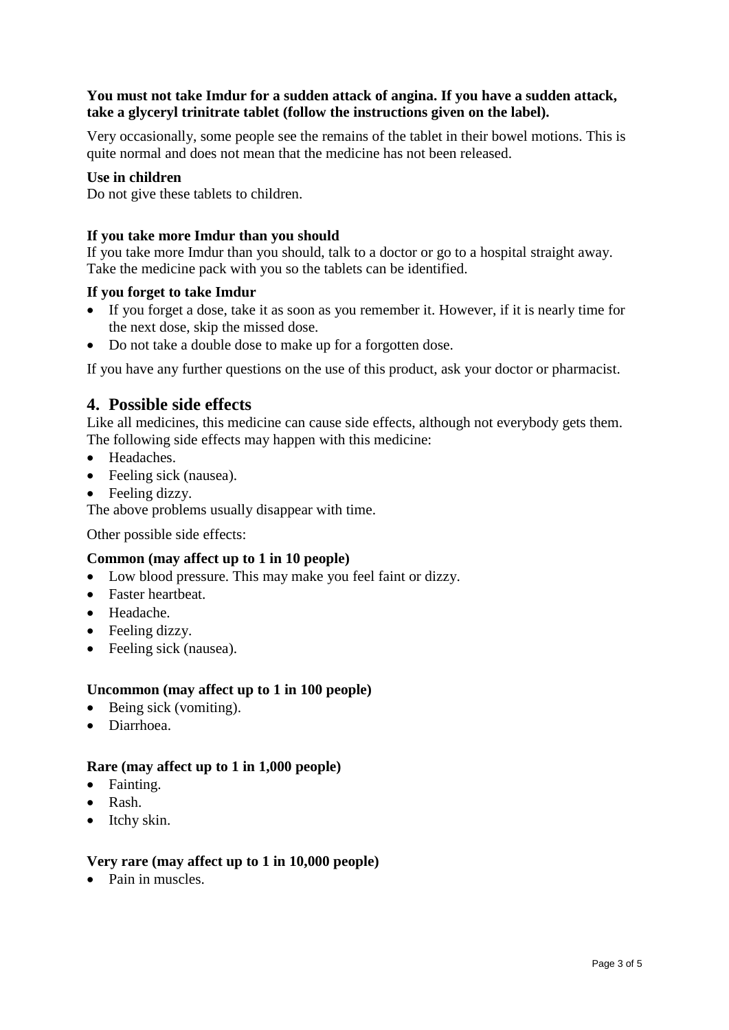**You must not take Imdur for a sudden attack of angina. If you have a sudden attack, take a glyceryl trinitrate tablet (follow the instructions given on the label).**

Very occasionally, some people see the remains of the tablet in their bowel motions. This is quite normal and does not mean that the medicine has not been released.

**Use in children**
Do not give these tablets to children.

**If you take more Imdur than you should**
If you take more Imdur than you should, talk to a doctor or go to a hospital straight away. Take the medicine pack with you so the tablets can be identified.

**If you forget to take Imdur**

- If you forget a dose, take it as soon as you remember it. However, if it is nearly time for the next dose, skip the missed dose.
- Do not take a double dose to make up for a forgotten dose.

If you have any further questions on the use of this product, ask your doctor or pharmacist.

## 4. Possible side effects

Like all medicines, this medicine can cause side effects, although not everybody gets them. The following side effects may happen with this medicine:

- Headaches.
- Feeling sick (nausea).
- Feeling dizzy.

The above problems usually disappear with time.

Other possible side effects:

**Common (may affect up to 1 in 10 people)**

- Low blood pressure. This may make you feel faint or dizzy.
- Faster heartbeat.
- Headache.
- Feeling dizzy.
- Feeling sick (nausea).

**Uncommon (may affect up to 1 in 100 people)**

- Being sick (vomiting).
- Diarrhoea.

**Rare (may affect up to 1 in 1,000 people)**

- Fainting.
- Rash.
- Itchy skin.

**Very rare (may affect up to 1 in 10,000 people)**

- Pain in muscles.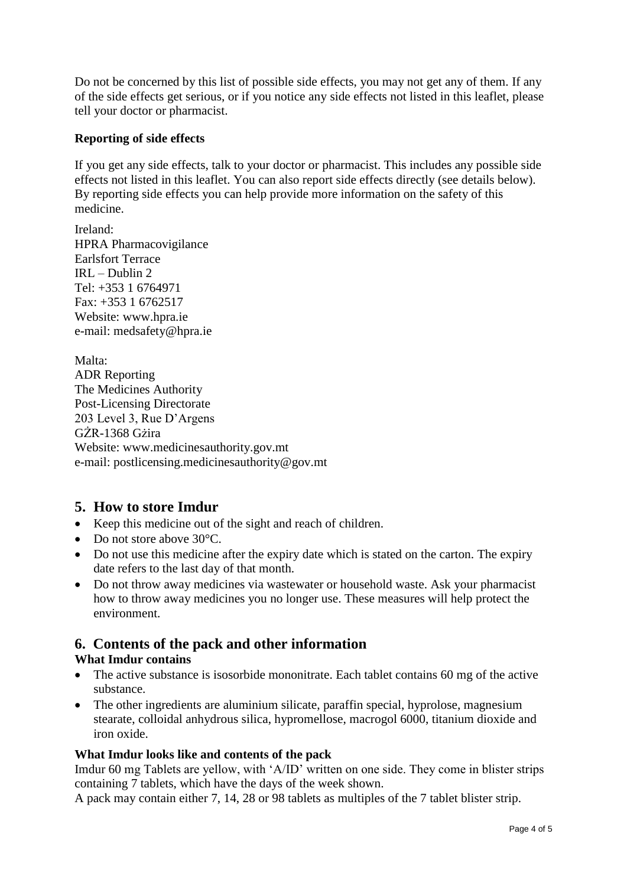Do not be concerned by this list of possible side effects, you may not get any of them. If any of the side effects get serious, or if you notice any side effects not listed in this leaflet, please tell your doctor or pharmacist.

**Reporting of side effects**

If you get any side effects, talk to your doctor or pharmacist. This includes any possible side effects not listed in this leaflet. You can also report side effects directly (see details below). By reporting side effects you can help provide more information on the safety of this medicine.

Ireland:
HPRA Pharmacovigilance
Earlsfort Terrace
IRL – Dublin 2
Tel: +353 1 6764971
Fax: +353 1 6762517
Website: www.hpra.ie
e-mail: medsafety@hpra.ie

Malta:
ADR Reporting
The Medicines Authority
Post-Licensing Directorate
203 Level 3, Rue D'Argens
GŻR-1368 Gżira
Website: www.medicinesauthority.gov.mt
e-mail: postlicensing.medicinesauthority@gov.mt

## 5. How to store Imdur

- Keep this medicine out of the sight and reach of children.
- Do not store above 30°C.
- Do not use this medicine after the expiry date which is stated on the carton. The expiry date refers to the last day of that month.
- Do not throw away medicines via wastewater or household waste. Ask your pharmacist how to throw away medicines you no longer use. These measures will help protect the environment.

## 6. Contents of the pack and other information

**What Imdur contains**

- The active substance is isosorbide mononitrate. Each tablet contains 60 mg of the active substance.
- The other ingredients are aluminium silicate, paraffin special, hyprolose, magnesium stearate, colloidal anhydrous silica, hypromellose, macrogol 6000, titanium dioxide and iron oxide.

**What Imdur looks like and contents of the pack**

Imdur 60 mg Tablets are yellow, with 'A/ID' written on one side. They come in blister strips containing 7 tablets, which have the days of the week shown.
A pack may contain either 7, 14, 28 or 98 tablets as multiples of the 7 tablet blister strip.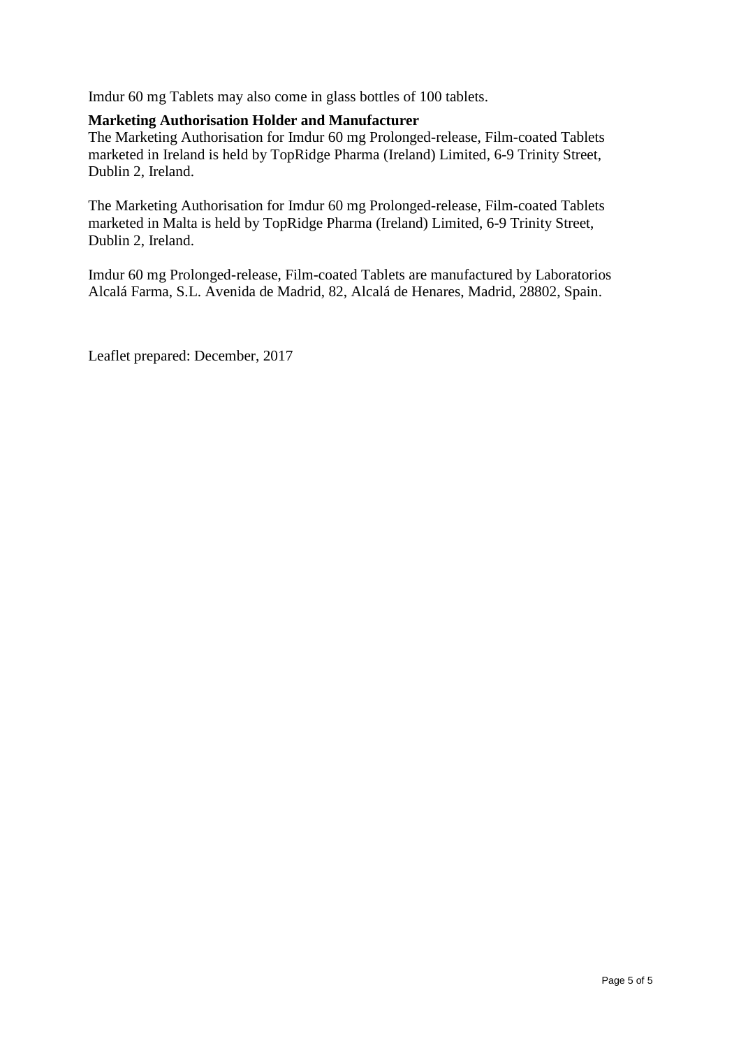Imdur 60 mg Tablets may also come in glass bottles of 100 tablets.

**Marketing Authorisation Holder and Manufacturer**

The Marketing Authorisation for Imdur 60 mg Prolonged-release, Film-coated Tablets marketed in Ireland is held by TopRidge Pharma (Ireland) Limited, 6-9 Trinity Street, Dublin 2, Ireland.

The Marketing Authorisation for Imdur 60 mg Prolonged-release, Film-coated Tablets marketed in Malta is held by TopRidge Pharma (Ireland) Limited, 6-9 Trinity Street, Dublin 2, Ireland.

Imdur 60 mg Prolonged-release, Film-coated Tablets are manufactured by Laboratorios Alcalá Farma, S.L. Avenida de Madrid, 82, Alcalá de Henares, Madrid, 28802, Spain.

Leaflet prepared: December, 2017